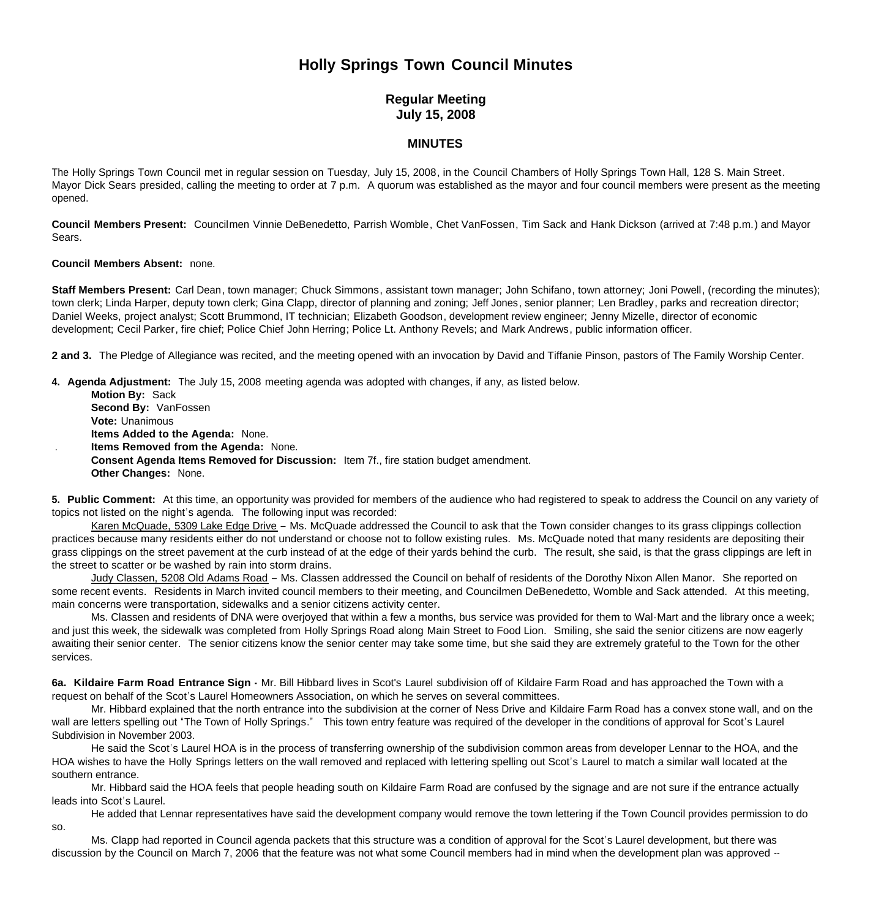# Holly Springs Town Council Minutes

## Regular Meeting
## July 15, 2008

### MINUTES

The Holly Springs Town Council met in regular session on Tuesday, July 15, 2008, in the Council Chambers of Holly Springs Town Hall, 128 S. Main Street. Mayor Dick Sears presided, calling the meeting to order at 7 p.m. A quorum was established as the mayor and four council members were present as the meeting opened.

**Council Members Present:** Councilmen Vinnie DeBenedetto, Parrish Womble, Chet VanFossen, Tim Sack and Hank Dickson (arrived at 7:48 p.m.) and Mayor Sears.

**Council Members Absent:** none.

**Staff Members Present:** Carl Dean, town manager; Chuck Simmons, assistant town manager; John Schifano, town attorney; Joni Powell, (recording the minutes); town clerk; Linda Harper, deputy town clerk; Gina Clapp, director of planning and zoning; Jeff Jones, senior planner; Len Bradley, parks and recreation director; Daniel Weeks, project analyst; Scott Brummond, IT technician; Elizabeth Goodson, development review engineer; Jenny Mizelle, director of economic development; Cecil Parker, fire chief; Police Chief John Herring; Police Lt. Anthony Revels; and Mark Andrews, public information officer.

**2 and 3.** The Pledge of Allegiance was recited, and the meeting opened with an invocation by David and Tiffanie Pinson, pastors of The Family Worship Center.

**4. Agenda Adjustment:** The July 15, 2008 meeting agenda was adopted with changes, if any, as listed below.

**Motion By:** Sack
**Second By:** VanFossen
**Vote:** Unanimous
**Items Added to the Agenda:** None.
**Items Removed from the Agenda:** None.
**Consent Agenda Items Removed for Discussion:** Item 7f., fire station budget amendment.
**Other Changes:** None.

**5. Public Comment:** At this time, an opportunity was provided for members of the audience who had registered to speak to address the Council on any variety of topics not listed on the night's agenda. The following input was recorded:

Karen McQuade, 5309 Lake Edge Drive – Ms. McQuade addressed the Council to ask that the Town consider changes to its grass clippings collection practices because many residents either do not understand or choose not to follow existing rules. Ms. McQuade noted that many residents are depositing their grass clippings on the street pavement at the curb instead of at the edge of their yards behind the curb. The result, she said, is that the grass clippings are left in the street to scatter or be washed by rain into storm drains.

Judy Classen, 5208 Old Adams Road – Ms. Classen addressed the Council on behalf of residents of the Dorothy Nixon Allen Manor. She reported on some recent events. Residents in March invited council members to their meeting, and Councilmen DeBenedetto, Womble and Sack attended. At this meeting, main concerns were transportation, sidewalks and a senior citizens activity center.

Ms. Classen and residents of DNA were overjoyed that within a few a months, bus service was provided for them to Wal-Mart and the library once a week; and just this week, the sidewalk was completed from Holly Springs Road along Main Street to Food Lion. Smiling, she said the senior citizens are now eagerly awaiting their senior center. The senior citizens know the senior center may take some time, but she said they are extremely grateful to the Town for the other services.

**6a. Kildaire Farm Road Entrance Sign -** Mr. Bill Hibbard lives in Scot's Laurel subdivision off of Kildaire Farm Road and has approached the Town with a request on behalf of the Scot's Laurel Homeowners Association, on which he serves on several committees.

Mr. Hibbard explained that the north entrance into the subdivision at the corner of Ness Drive and Kildaire Farm Road has a convex stone wall, and on the wall are letters spelling out "The Town of Holly Springs." This town entry feature was required of the developer in the conditions of approval for Scot's Laurel Subdivision in November 2003.

He said the Scot's Laurel HOA is in the process of transferring ownership of the subdivision common areas from developer Lennar to the HOA, and the HOA wishes to have the Holly Springs letters on the wall removed and replaced with lettering spelling out Scot's Laurel to match a similar wall located at the southern entrance.

Mr. Hibbard said the HOA feels that people heading south on Kildaire Farm Road are confused by the signage and are not sure if the entrance actually leads into Scot's Laurel.

He added that Lennar representatives have said the development company would remove the town lettering if the Town Council provides permission to do so.

Ms. Clapp had reported in Council agenda packets that this structure was a condition of approval for the Scot's Laurel development, but there was discussion by the Council on March 7, 2006 that the feature was not what some Council members had in mind when the development plan was approved --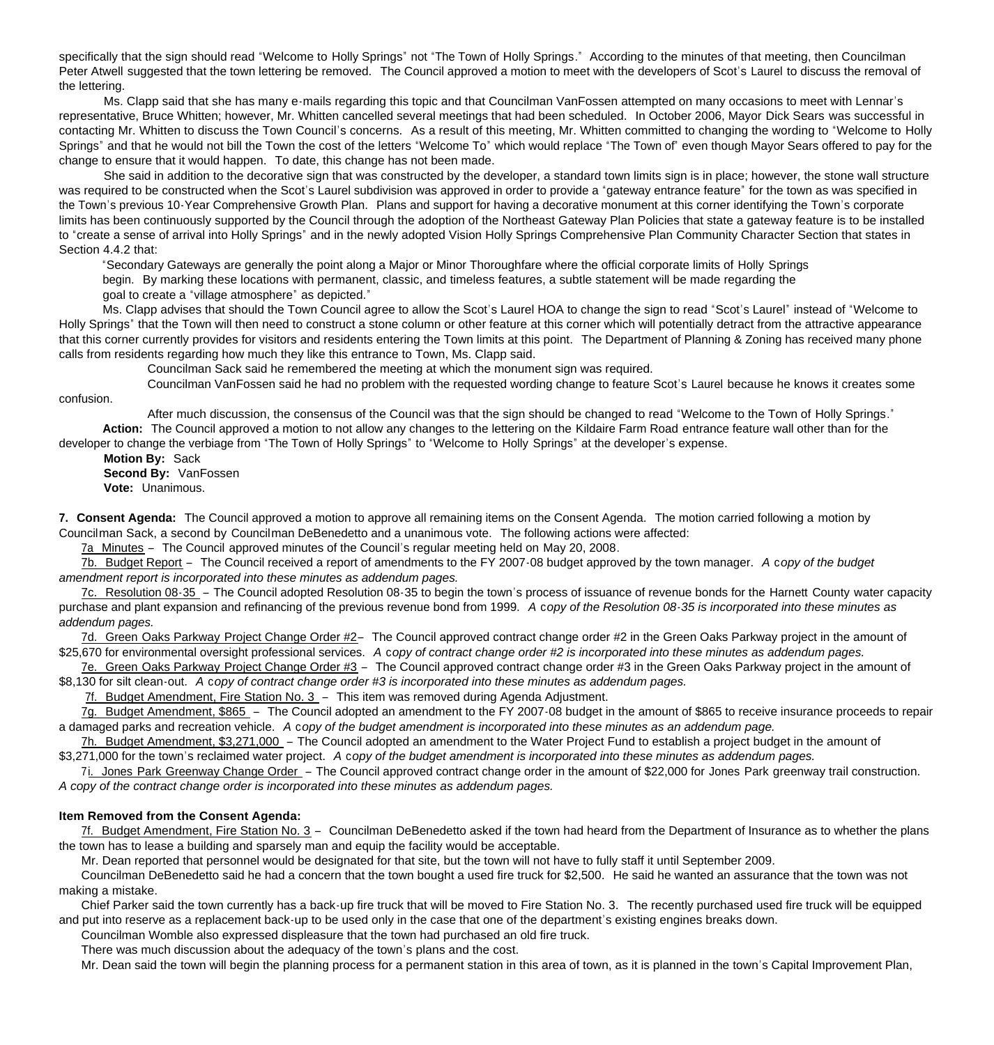specifically that the sign should read "Welcome to Holly Springs" not "The Town of Holly Springs." According to the minutes of that meeting, then Councilman Peter Atwell suggested that the town lettering be removed. The Council approved a motion to meet with the developers of Scot's Laurel to discuss the removal of the lettering.

Ms. Clapp said that she has many e-mails regarding this topic and that Councilman VanFossen attempted on many occasions to meet with Lennar's representative, Bruce Whitten; however, Mr. Whitten cancelled several meetings that had been scheduled. In October 2006, Mayor Dick Sears was successful in contacting Mr. Whitten to discuss the Town Council's concerns. As a result of this meeting, Mr. Whitten committed to changing the wording to "Welcome to Holly Springs" and that he would not bill the Town the cost of the letters "Welcome To" which would replace "The Town of" even though Mayor Sears offered to pay for the change to ensure that it would happen. To date, this change has not been made.

She said in addition to the decorative sign that was constructed by the developer, a standard town limits sign is in place; however, the stone wall structure was required to be constructed when the Scot's Laurel subdivision was approved in order to provide a "gateway entrance feature" for the town as was specified in the Town's previous 10-Year Comprehensive Growth Plan. Plans and support for having a decorative monument at this corner identifying the Town's corporate limits has been continuously supported by the Council through the adoption of the Northeast Gateway Plan Policies that state a gateway feature is to be installed to "create a sense of arrival into Holly Springs" and in the newly adopted Vision Holly Springs Comprehensive Plan Community Character Section that states in Section 4.4.2 that:

> "Secondary Gateways are generally the point along a Major or Minor Thoroughfare where the official corporate limits of Holly Springs begin. By marking these locations with permanent, classic, and timeless features, a subtle statement will be made regarding the goal to create a "village atmosphere" as depicted."

Ms. Clapp advises that should the Town Council agree to allow the Scot's Laurel HOA to change the sign to read "Scot's Laurel" instead of "Welcome to Holly Springs" that the Town will then need to construct a stone column or other feature at this corner which will potentially detract from the attractive appearance that this corner currently provides for visitors and residents entering the Town limits at this point. The Department of Planning & Zoning has received many phone calls from residents regarding how much they like this entrance to Town, Ms. Clapp said.

Councilman Sack said he remembered the meeting at which the monument sign was required.

Councilman VanFossen said he had no problem with the requested wording change to feature Scot's Laurel because he knows it creates some confusion.

After much discussion, the consensus of the Council was that the sign should be changed to read "Welcome to the Town of Holly Springs."

**Action:** The Council approved a motion to not allow any changes to the lettering on the Kildaire Farm Road entrance feature wall other than for the developer to change the verbiage from "The Town of Holly Springs" to "Welcome to Holly Springs" at the developer's expense.

**Motion By:** Sack
**Second By:** VanFossen
**Vote:** Unanimous.

**7. Consent Agenda:** The Council approved a motion to approve all remaining items on the Consent Agenda. The motion carried following a motion by Councilman Sack, a second by Councilman DeBenedetto and a unanimous vote. The following actions were affected:

7a Minutes – The Council approved minutes of the Council's regular meeting held on May 20, 2008.

7b. Budget Report – The Council received a report of amendments to the FY 2007-08 budget approved by the town manager. *A copy of the budget amendment report is incorporated into these minutes as addendum pages.*

7c. Resolution 08-35 – The Council adopted Resolution 08-35 to begin the town's process of issuance of revenue bonds for the Harnett County water capacity purchase and plant expansion and refinancing of the previous revenue bond from 1999. *A copy of the Resolution 08-35 is incorporated into these minutes as addendum pages.*

7d. Green Oaks Parkway Project Change Order #2– The Council approved contract change order #2 in the Green Oaks Parkway project in the amount of $25,670 for environmental oversight professional services. *A copy of contract change order #2 is incorporated into these minutes as addendum pages.*

7e. Green Oaks Parkway Project Change Order #3 – The Council approved contract change order #3 in the Green Oaks Parkway project in the amount of $8,130 for silt clean-out. *A copy of contract change order #3 is incorporated into these minutes as addendum pages.*

7f. Budget Amendment, Fire Station No. 3 – This item was removed during Agenda Adjustment.

7g. Budget Amendment, $865 – The Council adopted an amendment to the FY 2007-08 budget in the amount of $865 to receive insurance proceeds to repair a damaged parks and recreation vehicle. *A copy of the budget amendment is incorporated into these minutes as an addendum page.*

7h. Budget Amendment, $3,271,000 – The Council adopted an amendment to the Water Project Fund to establish a project budget in the amount of $3,271,000 for the town's reclaimed water project. *A copy of the budget amendment is incorporated into these minutes as addendum pages.*

7i. Jones Park Greenway Change Order – The Council approved contract change order in the amount of $22,000 for Jones Park greenway trail construction. *A copy of the contract change order is incorporated into these minutes as addendum pages.*

**Item Removed from the Consent Agenda:**

7f. Budget Amendment, Fire Station No. 3 – Councilman DeBenedetto asked if the town had heard from the Department of Insurance as to whether the plans the town has to lease a building and sparsely man and equip the facility would be acceptable.

Mr. Dean reported that personnel would be designated for that site, but the town will not have to fully staff it until September 2009.

Councilman DeBenedetto said he had a concern that the town bought a used fire truck for $2,500. He said he wanted an assurance that the town was not making a mistake.

Chief Parker said the town currently has a back-up fire truck that will be moved to Fire Station No. 3. The recently purchased used fire truck will be equipped and put into reserve as a replacement back-up to be used only in the case that one of the department's existing engines breaks down.

Councilman Womble also expressed displeasure that the town had purchased an old fire truck.

There was much discussion about the adequacy of the town's plans and the cost.

Mr. Dean said the town will begin the planning process for a permanent station in this area of town, as it is planned in the town's Capital Improvement Plan,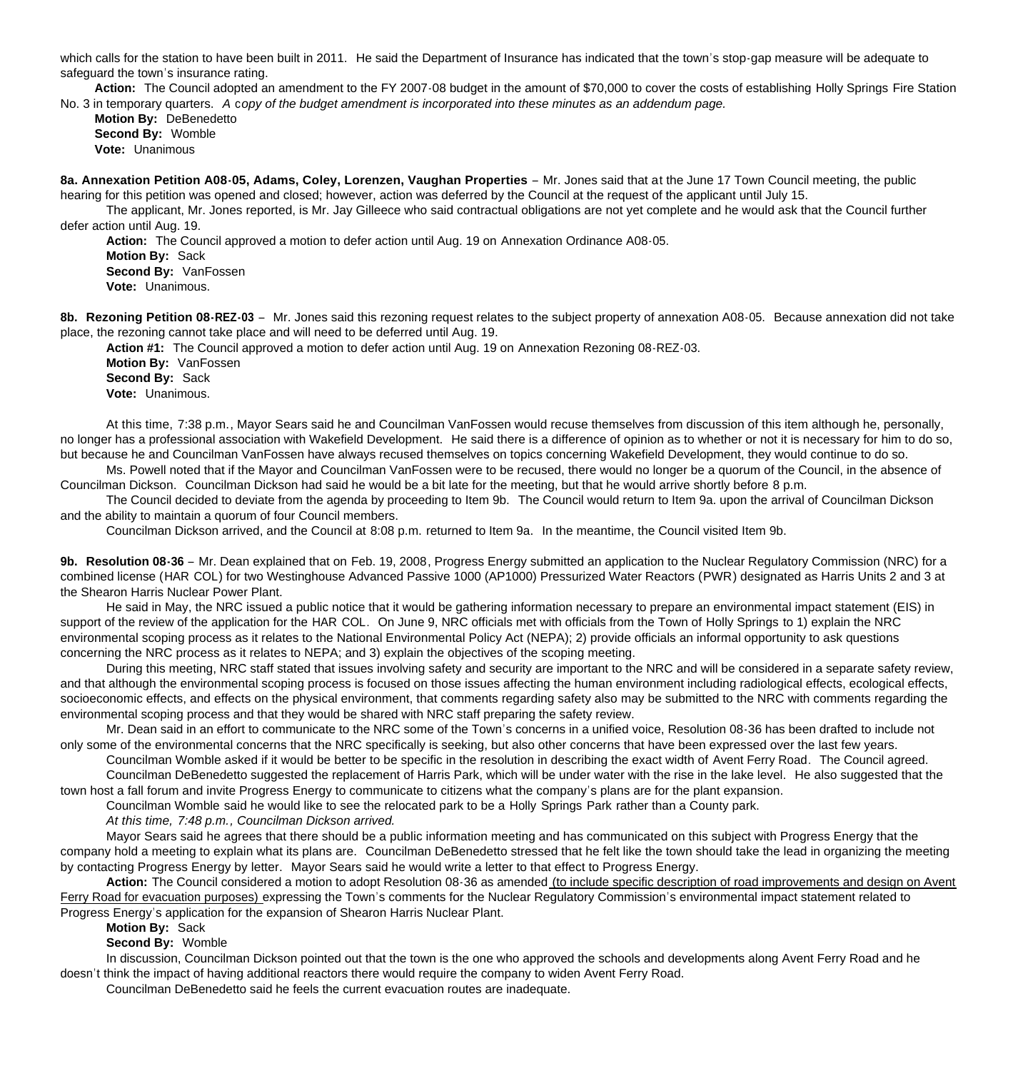which calls for the station to have been built in 2011. He said the Department of Insurance has indicated that the town's stop-gap measure will be adequate to safeguard the town's insurance rating.

**Action:** The Council adopted an amendment to the FY 2007-08 budget in the amount of $70,000 to cover the costs of establishing Holly Springs Fire Station No. 3 in temporary quarters. *A copy of the budget amendment is incorporated into these minutes as an addendum page.*

**Motion By:** DeBenedetto
**Second By:** Womble
**Vote:** Unanimous

**8a. Annexation Petition A08-05, Adams, Coley, Lorenzen, Vaughan Properties** – Mr. Jones said that at the June 17 Town Council meeting, the public hearing for this petition was opened and closed; however, action was deferred by the Council at the request of the applicant until July 15.

The applicant, Mr. Jones reported, is Mr. Jay Gilleece who said contractual obligations are not yet complete and he would ask that the Council further defer action until Aug. 19.

**Action:** The Council approved a motion to defer action until Aug. 19 on Annexation Ordinance A08-05.
**Motion By:** Sack
**Second By:** VanFossen
**Vote:** Unanimous.

**8b. Rezoning Petition 08-REZ-03** – Mr. Jones said this rezoning request relates to the subject property of annexation A08-05. Because annexation did not take place, the rezoning cannot take place and will need to be deferred until Aug. 19.

**Action #1:** The Council approved a motion to defer action until Aug. 19 on Annexation Rezoning 08-REZ-03.
**Motion By:** VanFossen
**Second By:** Sack
**Vote:** Unanimous.

At this time, 7:38 p.m., Mayor Sears said he and Councilman VanFossen would recuse themselves from discussion of this item although he, personally, no longer has a professional association with Wakefield Development. He said there is a difference of opinion as to whether or not it is necessary for him to do so, but because he and Councilman VanFossen have always recused themselves on topics concerning Wakefield Development, they would continue to do so.

Ms. Powell noted that if the Mayor and Councilman VanFossen were to be recused, there would no longer be a quorum of the Council, in the absence of Councilman Dickson. Councilman Dickson had said he would be a bit late for the meeting, but that he would arrive shortly before 8 p.m.

The Council decided to deviate from the agenda by proceeding to Item 9b. The Council would return to Item 9a. upon the arrival of Councilman Dickson and the ability to maintain a quorum of four Council members.

Councilman Dickson arrived, and the Council at 8:08 p.m. returned to Item 9a. In the meantime, the Council visited Item 9b.

**9b. Resolution 08-36** – Mr. Dean explained that on Feb. 19, 2008, Progress Energy submitted an application to the Nuclear Regulatory Commission (NRC) for a combined license (HAR COL) for two Westinghouse Advanced Passive 1000 (AP1000) Pressurized Water Reactors (PWR) designated as Harris Units 2 and 3 at the Shearon Harris Nuclear Power Plant.

He said in May, the NRC issued a public notice that it would be gathering information necessary to prepare an environmental impact statement (EIS) in support of the review of the application for the HAR COL. On June 9, NRC officials met with officials from the Town of Holly Springs to 1) explain the NRC environmental scoping process as it relates to the National Environmental Policy Act (NEPA); 2) provide officials an informal opportunity to ask questions concerning the NRC process as it relates to NEPA; and 3) explain the objectives of the scoping meeting.

During this meeting, NRC staff stated that issues involving safety and security are important to the NRC and will be considered in a separate safety review, and that although the environmental scoping process is focused on those issues affecting the human environment including radiological effects, ecological effects, socioeconomic effects, and effects on the physical environment, that comments regarding safety also may be submitted to the NRC with comments regarding the environmental scoping process and that they would be shared with NRC staff preparing the safety review.

Mr. Dean said in an effort to communicate to the NRC some of the Town's concerns in a unified voice, Resolution 08-36 has been drafted to include not only some of the environmental concerns that the NRC specifically is seeking, but also other concerns that have been expressed over the last few years.

Councilman Womble asked if it would be better to be specific in the resolution in describing the exact width of Avent Ferry Road. The Council agreed.

Councilman DeBenedetto suggested the replacement of Harris Park, which will be under water with the rise in the lake level. He also suggested that the town host a fall forum and invite Progress Energy to communicate to citizens what the company's plans are for the plant expansion.

Councilman Womble said he would like to see the relocated park to be a Holly Springs Park rather than a County park.

*At this time, 7:48 p.m., Councilman Dickson arrived.*

Mayor Sears said he agrees that there should be a public information meeting and has communicated on this subject with Progress Energy that the company hold a meeting to explain what its plans are. Councilman DeBenedetto stressed that he felt like the town should take the lead in organizing the meeting by contacting Progress Energy by letter. Mayor Sears said he would write a letter to that effect to Progress Energy.

**Action:** The Council considered a motion to adopt Resolution 08-36 as amended (to include specific description of road improvements and design on Avent Ferry Road for evacuation purposes) expressing the Town's comments for the Nuclear Regulatory Commission's environmental impact statement related to Progress Energy's application for the expansion of Shearon Harris Nuclear Plant.

**Motion By:** Sack
**Second By:** Womble

In discussion, Councilman Dickson pointed out that the town is the one who approved the schools and developments along Avent Ferry Road and he doesn't think the impact of having additional reactors there would require the company to widen Avent Ferry Road.

Councilman DeBenedetto said he feels the current evacuation routes are inadequate.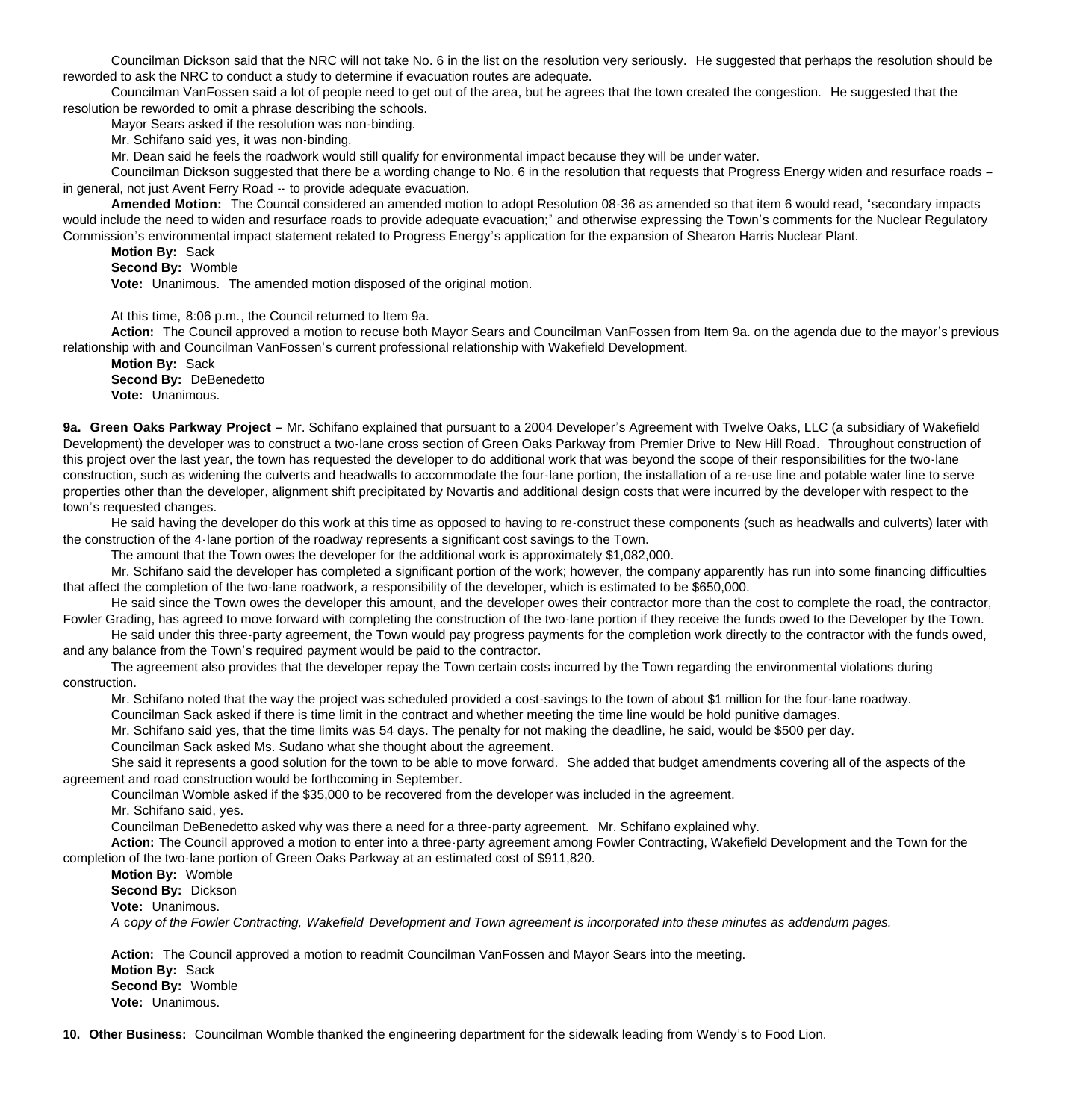Councilman Dickson said that the NRC will not take No. 6 in the list on the resolution very seriously. He suggested that perhaps the resolution should be reworded to ask the NRC to conduct a study to determine if evacuation routes are adequate.

Councilman VanFossen said a lot of people need to get out of the area, but he agrees that the town created the congestion. He suggested that the resolution be reworded to omit a phrase describing the schools.

Mayor Sears asked if the resolution was non-binding.

Mr. Schifano said yes, it was non-binding.

Mr. Dean said he feels the roadwork would still qualify for environmental impact because they will be under water.

Councilman Dickson suggested that there be a wording change to No. 6 in the resolution that requests that Progress Energy widen and resurface roads – in general, not just Avent Ferry Road -- to provide adequate evacuation.

**Amended Motion:** The Council considered an amended motion to adopt Resolution 08-36 as amended so that item 6 would read, "secondary impacts would include the need to widen and resurface roads to provide adequate evacuation;" and otherwise expressing the Town's comments for the Nuclear Regulatory Commission's environmental impact statement related to Progress Energy's application for the expansion of Shearon Harris Nuclear Plant.

**Motion By:** Sack
**Second By:** Womble
**Vote:** Unanimous. The amended motion disposed of the original motion.

At this time, 8:06 p.m., the Council returned to Item 9a.

**Action:** The Council approved a motion to recuse both Mayor Sears and Councilman VanFossen from Item 9a. on the agenda due to the mayor's previous relationship with and Councilman VanFossen's current professional relationship with Wakefield Development.

**Motion By:** Sack
**Second By:** DeBenedetto
**Vote:** Unanimous.

**9a. Green Oaks Parkway Project –** Mr. Schifano explained that pursuant to a 2004 Developer's Agreement with Twelve Oaks, LLC (a subsidiary of Wakefield Development) the developer was to construct a two-lane cross section of Green Oaks Parkway from Premier Drive to New Hill Road. Throughout construction of this project over the last year, the town has requested the developer to do additional work that was beyond the scope of their responsibilities for the two-lane construction, such as widening the culverts and headwalls to accommodate the four-lane portion, the installation of a re-use line and potable water line to serve properties other than the developer, alignment shift precipitated by Novartis and additional design costs that were incurred by the developer with respect to the town's requested changes.

He said having the developer do this work at this time as opposed to having to re-construct these components (such as headwalls and culverts) later with the construction of the 4-lane portion of the roadway represents a significant cost savings to the Town.

The amount that the Town owes the developer for the additional work is approximately $1,082,000.

Mr. Schifano said the developer has completed a significant portion of the work; however, the company apparently has run into some financing difficulties that affect the completion of the two-lane roadwork, a responsibility of the developer, which is estimated to be $650,000.

He said since the Town owes the developer this amount, and the developer owes their contractor more than the cost to complete the road, the contractor, Fowler Grading, has agreed to move forward with completing the construction of the two-lane portion if they receive the funds owed to the Developer by the Town.

He said under this three-party agreement, the Town would pay progress payments for the completion work directly to the contractor with the funds owed, and any balance from the Town's required payment would be paid to the contractor.

The agreement also provides that the developer repay the Town certain costs incurred by the Town regarding the environmental violations during construction.

Mr. Schifano noted that the way the project was scheduled provided a cost-savings to the town of about $1 million for the four-lane roadway.

Councilman Sack asked if there is time limit in the contract and whether meeting the time line would be hold punitive damages.

Mr. Schifano said yes, that the time limits was 54 days. The penalty for not making the deadline, he said, would be $500 per day.

Councilman Sack asked Ms. Sudano what she thought about the agreement.

She said it represents a good solution for the town to be able to move forward. She added that budget amendments covering all of the aspects of the agreement and road construction would be forthcoming in September.

Councilman Womble asked if the $35,000 to be recovered from the developer was included in the agreement.

Mr. Schifano said, yes.

Councilman DeBenedetto asked why was there a need for a three-party agreement. Mr. Schifano explained why.

**Action:** The Council approved a motion to enter into a three-party agreement among Fowler Contracting, Wakefield Development and the Town for the completion of the two-lane portion of Green Oaks Parkway at an estimated cost of $911,820.

**Motion By:** Womble
**Second By:** Dickson
**Vote:** Unanimous.

*A copy of the Fowler Contracting, Wakefield Development and Town agreement is incorporated into these minutes as addendum pages.*

**Action:** The Council approved a motion to readmit Councilman VanFossen and Mayor Sears into the meeting.

**Motion By:** Sack
**Second By:** Womble
**Vote:** Unanimous.

**10. Other Business:** Councilman Womble thanked the engineering department for the sidewalk leading from Wendy's to Food Lion.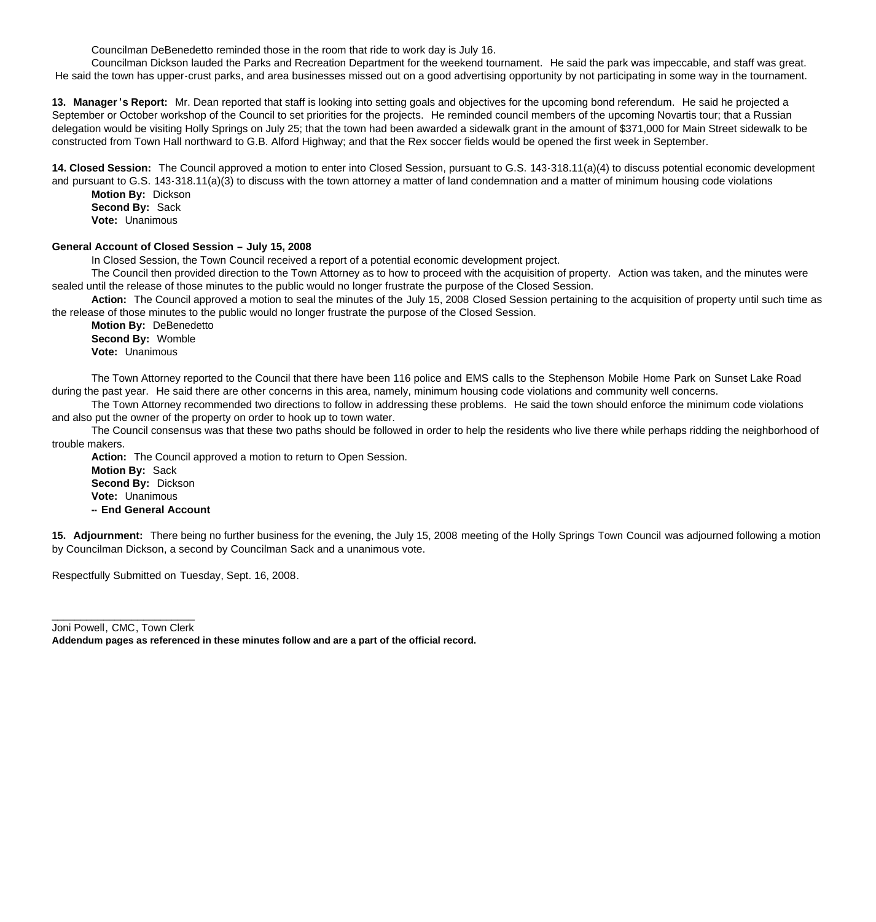Councilman DeBenedetto reminded those in the room that ride to work day is July 16.

Councilman Dickson lauded the Parks and Recreation Department for the weekend tournament. He said the park was impeccable, and staff was great. He said the town has upper-crust parks, and area businesses missed out on a good advertising opportunity by not participating in some way in the tournament.

**13. Manager's Report:** Mr. Dean reported that staff is looking into setting goals and objectives for the upcoming bond referendum. He said he projected a September or October workshop of the Council to set priorities for the projects. He reminded council members of the upcoming Novartis tour; that a Russian delegation would be visiting Holly Springs on July 25; that the town had been awarded a sidewalk grant in the amount of $371,000 for Main Street sidewalk to be constructed from Town Hall northward to G.B. Alford Highway; and that the Rex soccer fields would be opened the first week in September.

**14. Closed Session:** The Council approved a motion to enter into Closed Session, pursuant to G.S. 143-318.11(a)(4) to discuss potential economic development and pursuant to G.S. 143-318.11(a)(3) to discuss with the town attorney a matter of land condemnation and a matter of minimum housing code violations

**Motion By:** Dickson
**Second By:** Sack
**Vote:** Unanimous

**General Account of Closed Session – July 15, 2008**

In Closed Session, the Town Council received a report of a potential economic development project.

The Council then provided direction to the Town Attorney as to how to proceed with the acquisition of property. Action was taken, and the minutes were sealed until the release of those minutes to the public would no longer frustrate the purpose of the Closed Session.

**Action:** The Council approved a motion to seal the minutes of the July 15, 2008 Closed Session pertaining to the acquisition of property until such time as the release of those minutes to the public would no longer frustrate the purpose of the Closed Session.

**Motion By:** DeBenedetto
**Second By:** Womble
**Vote:** Unanimous

The Town Attorney reported to the Council that there have been 116 police and EMS calls to the Stephenson Mobile Home Park on Sunset Lake Road during the past year. He said there are other concerns in this area, namely, minimum housing code violations and community well concerns.

The Town Attorney recommended two directions to follow in addressing these problems. He said the town should enforce the minimum code violations and also put the owner of the property on order to hook up to town water.

The Council consensus was that these two paths should be followed in order to help the residents who live there while perhaps ridding the neighborhood of trouble makers.

**Action:** The Council approved a motion to return to Open Session.
**Motion By:** Sack
**Second By:** Dickson
**Vote:** Unanimous
**-- End General Account**

**15. Adjournment:** There being no further business for the evening, the July 15, 2008 meeting of the Holly Springs Town Council was adjourned following a motion by Councilman Dickson, a second by Councilman Sack and a unanimous vote.

Respectfully Submitted on Tuesday, Sept. 16, 2008.

\_\_\_\_\_\_\_\_\_\_\_\_\_\_\_\_\_\_\_\_\_\_\_\_

Joni Powell, CMC, Town Clerk

**Addendum pages as referenced in these minutes follow and are a part of the official record.**